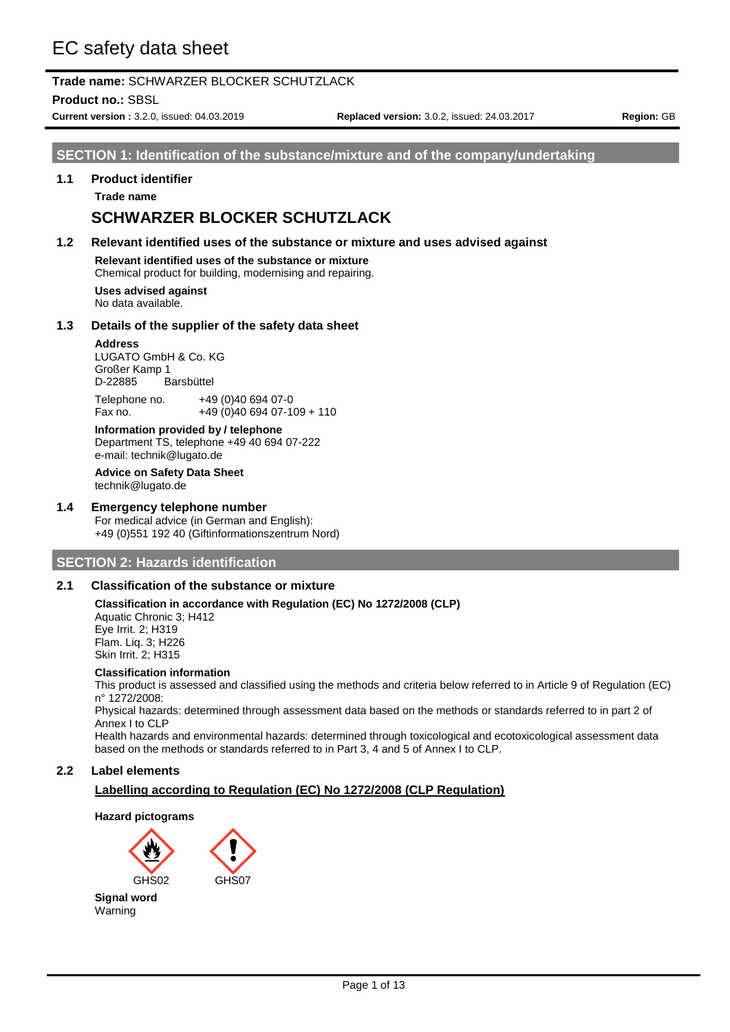# EC safety data sheet

**Trade name:** SCHWARZER BLOCKER SCHUTZLACK

**Product no.:** SBSL

**Current version :** 3.2.0, issued: 04.03.2019 **Replaced version:** 3.0.2, issued: 24.03.2017 **Region:** GB

## SECTION 1: Identification of the substance/mixture and of the company/undertaking

### 1.1 Product identifier

**Trade name**

**SCHWARZER BLOCKER SCHUTZLACK**

### 1.2 Relevant identified uses of the substance or mixture and uses advised against

**Relevant identified uses of the substance or mixture**
Chemical product for building, modernising and repairing.

**Uses advised against**
No data available.

### 1.3 Details of the supplier of the safety data sheet

**Address**
LUGATO GmbH & Co. KG
Großer Kamp 1
D-22885 Barsbüttel

Telephone no. +49 (0)40 694 07-0
Fax no. +49 (0)40 694 07-109 + 110

**Information provided by / telephone**
Department TS, telephone +49 40 694 07-222
e-mail: technik@lugato.de

**Advice on Safety Data Sheet**
technik@lugato.de

### 1.4 Emergency telephone number

For medical advice (in German and English):
+49 (0)551 192 40 (Giftinformationszentrum Nord)

## SECTION 2: Hazards identification

### 2.1 Classification of the substance or mixture

**Classification in accordance with Regulation (EC) No 1272/2008 (CLP)**
Aquatic Chronic 3; H412
Eye Irrit. 2; H319
Flam. Liq. 3; H226
Skin Irrit. 2; H315

**Classification information**
This product is assessed and classified using the methods and criteria below referred to in Article 9 of Regulation (EC) n° 1272/2008:
Physical hazards: determined through assessment data based on the methods or standards referred to in part 2 of Annex I to CLP
Health hazards and environmental hazards: determined through toxicological and ecotoxicological assessment data based on the methods or standards referred to in Part 3, 4 and 5 of Annex I to CLP.

### 2.2 Label elements

**Labelling according to Regulation (EC) No 1272/2008 (CLP Regulation)**

**Hazard pictograms**

GHS02 GHS07

**Signal word**
Warning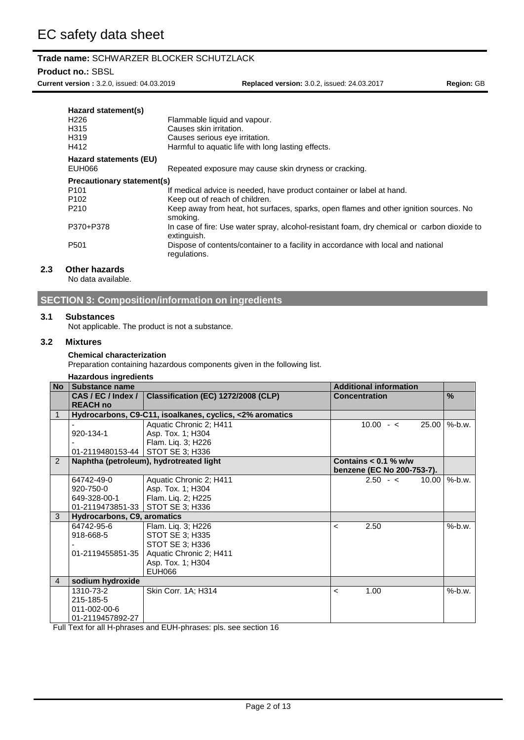**Hazard statement(s)**

| | |
|---|---|
| H226 | Flammable liquid and vapour. |
| H315 | Causes skin irritation. |
| H319 | Causes serious eye irritation. |
| H412 | Harmful to aquatic life with long lasting effects. |

**Hazard statements (EU)**

| | |
|---|---|
| EUH066 | Repeated exposure may cause skin dryness or cracking. |

**Precautionary statement(s)**

| | |
|---|---|
| P101 | If medical advice is needed, have product container or label at hand. |
| P102 | Keep out of reach of children. |
| P210 | Keep away from heat, hot surfaces, sparks, open flames and other ignition sources. No smoking. |
| P370+P378 | In case of fire: Use water spray, alcohol-resistant foam, dry chemical or carbon dioxide to extinguish. |
| P501 | Dispose of contents/container to a facility in accordance with local and national regulations. |

### 2.3 Other hazards

No data available.

## SECTION 3: Composition/information on ingredients

### 3.1 Substances

Not applicable. The product is not a substance.

### 3.2 Mixtures

**Chemical characterization**

Preparation containing hazardous components given in the following list.

**Hazardous ingredients**

| No | Substance name | | Additional information | |
|---|---|---|---|---|
| | CAS / EC / Index / REACH no | Classification (EC) 1272/2008 (CLP) | Concentration | % |
| 1 | Hydrocarbons, C9-C11, isoalkanes, cyclics, <2% aromatics | | | |
| | -<br>920-134-1<br>-<br>01-2119480153-44 | Aquatic Chronic 2; H411<br>Asp. Tox. 1; H304<br>Flam. Liq. 3; H226<br>STOT SE 3; H336 | 10.00 - < 25.00 | %-b.w. |
| 2 | Naphtha (petroleum), hydrotreated light | | Contains < 0.1 % w/w benzene (EC No 200-753-7). | |
| | 64742-49-0<br>920-750-0<br>649-328-00-1<br>01-2119473851-33 | Aquatic Chronic 2; H411<br>Asp. Tox. 1; H304<br>Flam. Liq. 2; H225<br>STOT SE 3; H336 | 2.50 - < 10.00 | %-b.w. |
| 3 | Hydrocarbons, C9, aromatics | | | |
| | 64742-95-6<br>918-668-5<br>-<br>01-2119455851-35 | Flam. Liq. 3; H226<br>STOT SE 3; H335<br>STOT SE 3; H336<br>Aquatic Chronic 2; H411<br>Asp. Tox. 1; H304<br>EUH066 | < 2.50 | %-b.w. |
| 4 | sodium hydroxide | | | |
| | 1310-73-2<br>215-185-5<br>011-002-00-6<br>01-2119457892-27 | Skin Corr. 1A; H314 | < 1.00 | %-b.w. |

Full Text for all H-phrases and EUH-phrases: pls. see section 16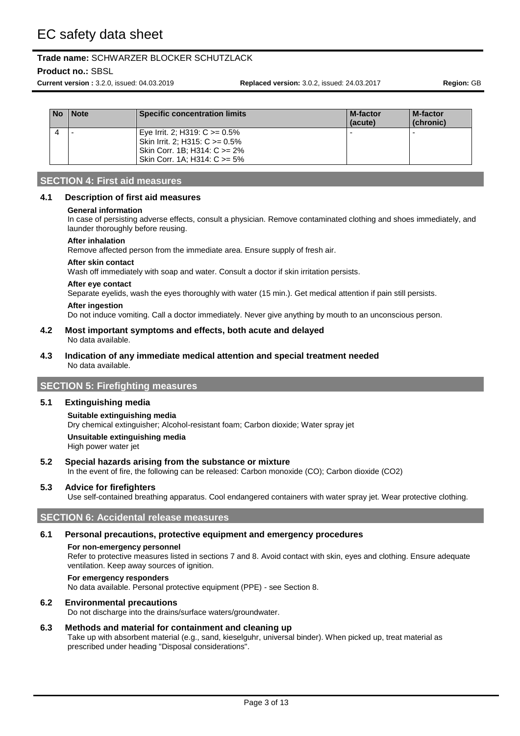| No | Note | Specific concentration limits | M-factor (acute) | M-factor (chronic) |
|---|---|---|---|---|
| 4 | - | Eye Irrit. 2; H319: C >= 0.5%<br>Skin Irrit. 2; H315: C >= 0.5%<br>Skin Corr. 1B; H314: C >= 2%<br>Skin Corr. 1A; H314: C >= 5% | - | - |

## SECTION 4: First aid measures

### 4.1 Description of first aid measures

**General information**

In case of persisting adverse effects, consult a physician. Remove contaminated clothing and shoes immediately, and launder thoroughly before reusing.

**After inhalation**

Remove affected person from the immediate area. Ensure supply of fresh air.

**After skin contact**

Wash off immediately with soap and water. Consult a doctor if skin irritation persists.

**After eye contact**

Separate eyelids, wash the eyes thoroughly with water (15 min.). Get medical attention if pain still persists.

**After ingestion**

Do not induce vomiting. Call a doctor immediately. Never give anything by mouth to an unconscious person.

### 4.2 Most important symptoms and effects, both acute and delayed

No data available.

### 4.3 Indication of any immediate medical attention and special treatment needed

No data available.

## SECTION 5: Firefighting measures

### 5.1 Extinguishing media

**Suitable extinguishing media**

Dry chemical extinguisher; Alcohol-resistant foam; Carbon dioxide; Water spray jet

**Unsuitable extinguishing media**

High power water jet

### 5.2 Special hazards arising from the substance or mixture

In the event of fire, the following can be released: Carbon monoxide (CO); Carbon dioxide ($CO_2$)

### 5.3 Advice for firefighters

Use self-contained breathing apparatus. Cool endangered containers with water spray jet. Wear protective clothing.

## SECTION 6: Accidental release measures

### 6.1 Personal precautions, protective equipment and emergency procedures

**For non-emergency personnel**

Refer to protective measures listed in sections 7 and 8. Avoid contact with skin, eyes and clothing. Ensure adequate ventilation. Keep away sources of ignition.

**For emergency responders**

No data available. Personal protective equipment (PPE) - see Section 8.

### 6.2 Environmental precautions

Do not discharge into the drains/surface waters/groundwater.

### 6.3 Methods and material for containment and cleaning up

Take up with absorbent material (e.g., sand, kieselguhr, universal binder). When picked up, treat material as prescribed under heading "Disposal considerations".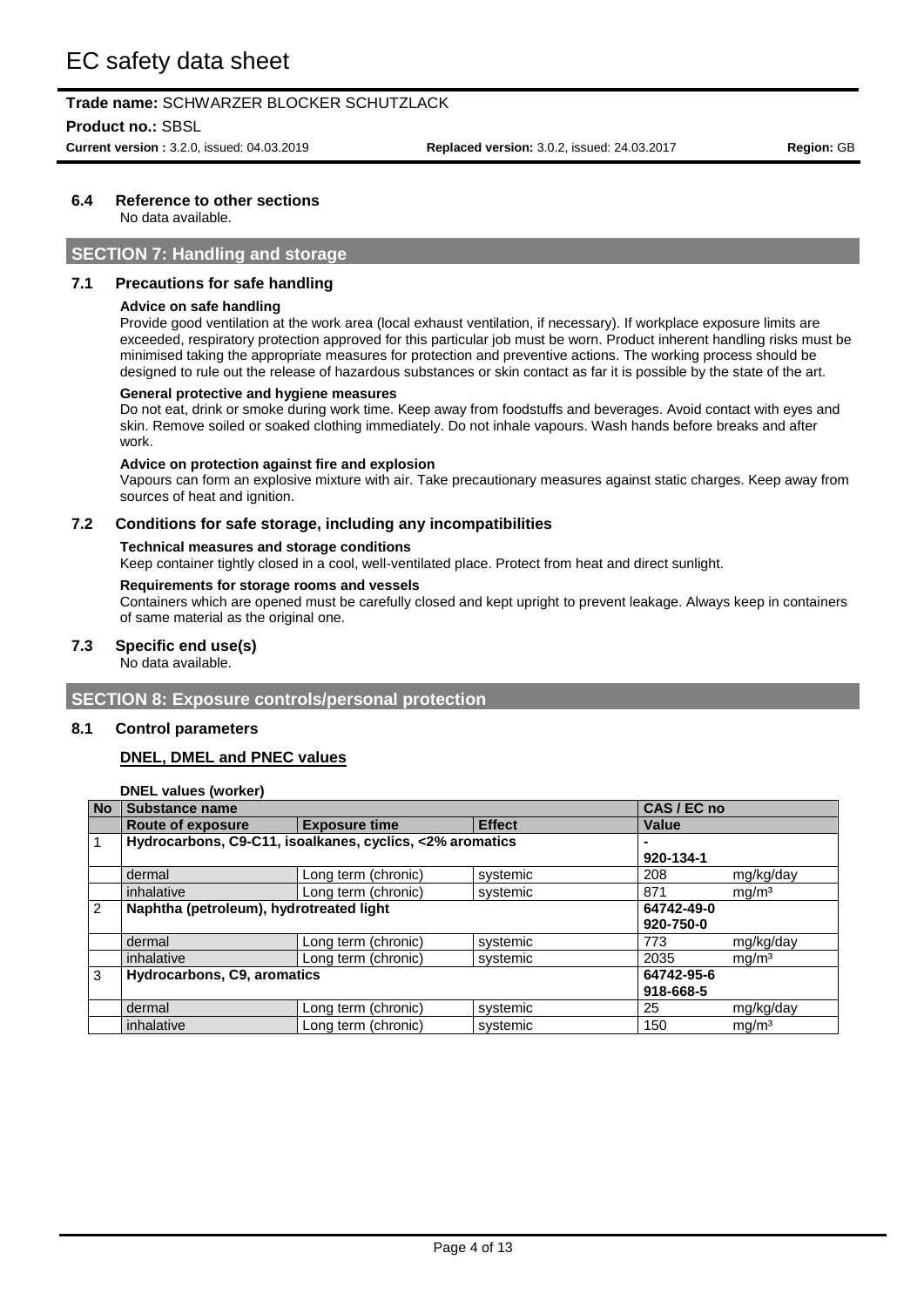### 6.4 Reference to other sections

No data available.

## SECTION 7: Handling and storage

### 7.1 Precautions for safe handling

**Advice on safe handling**

Provide good ventilation at the work area (local exhaust ventilation, if necessary). If workplace exposure limits are exceeded, respiratory protection approved for this particular job must be worn. Product inherent handling risks must be minimised taking the appropriate measures for protection and preventive actions. The working process should be designed to rule out the release of hazardous substances or skin contact as far it is possible by the state of the art.

**General protective and hygiene measures**

Do not eat, drink or smoke during work time. Keep away from foodstuffs and beverages. Avoid contact with eyes and skin. Remove soiled or soaked clothing immediately. Do not inhale vapours. Wash hands before breaks and after work.

**Advice on protection against fire and explosion**

Vapours can form an explosive mixture with air. Take precautionary measures against static charges. Keep away from sources of heat and ignition.

### 7.2 Conditions for safe storage, including any incompatibilities

**Technical measures and storage conditions**

Keep container tightly closed in a cool, well-ventilated place. Protect from heat and direct sunlight.

**Requirements for storage rooms and vessels**

Containers which are opened must be carefully closed and kept upright to prevent leakage. Always keep in containers of same material as the original one.

### 7.3 Specific end use(s)

No data available.

## SECTION 8: Exposure controls/personal protection

### 8.1 Control parameters

**DNEL, DMEL and PNEC values**

**DNEL values (worker)**

| No | Substance name | | | CAS / EC no | |
|---|---|---|---|---|---|
| | **Route of exposure** | **Exposure time** | **Effect** | **Value** | |
| 1 | **Hydrocarbons, C9-C11, isoalkanes, cyclics, <2% aromatics** | | | **-**<br>**920-134-1** | |
| | dermal | Long term (chronic) | systemic | 208 | mg/kg/day |
| | inhalative | Long term (chronic) | systemic | 871 | mg/m³ |
| 2 | **Naphtha (petroleum), hydrotreated light** | | | **64742-49-0**<br>**920-750-0** | |
| | dermal | Long term (chronic) | systemic | 773 | mg/kg/day |
| | inhalative | Long term (chronic) | systemic | 2035 | mg/m³ |
| 3 | **Hydrocarbons, C9, aromatics** | | | **64742-95-6**<br>**918-668-5** | |
| | dermal | Long term (chronic) | systemic | 25 | mg/kg/day |
| | inhalative | Long term (chronic) | systemic | 150 | mg/m³ |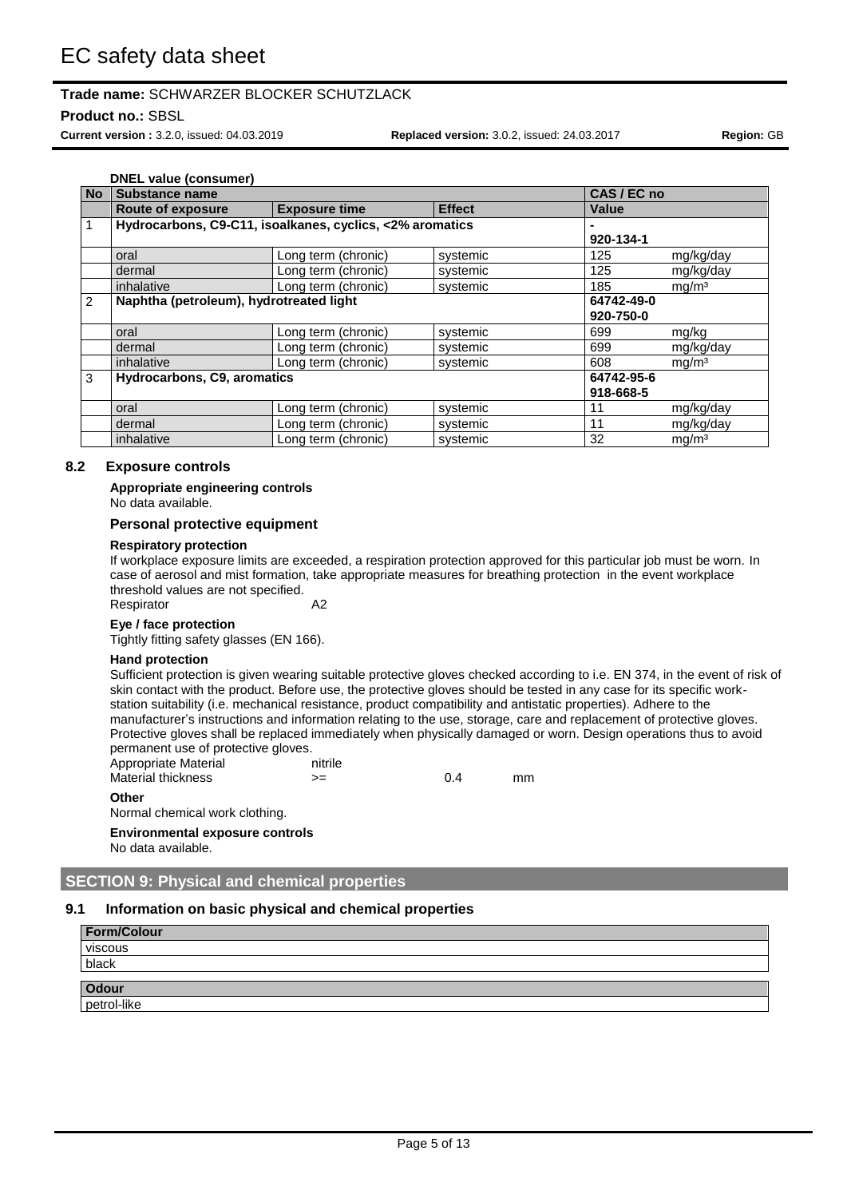**DNEL value (consumer)**

| No | Substance name | | | CAS / EC no | |
|---|---|---|---|---|---|
| | **Route of exposure** | **Exposure time** | **Effect** | **Value** | |
| 1 | **Hydrocarbons, C9-C11, isoalkanes, cyclics, <2% aromatics** | | | -<br>**920-134-1** | |
| | oral | Long term (chronic) | systemic | 125 | mg/kg/day |
| | dermal | Long term (chronic) | systemic | 125 | mg/kg/day |
| | inhalative | Long term (chronic) | systemic | 185 | mg/m³ |
| 2 | **Naphtha (petroleum), hydrotreated light** | | | **64742-49-0**<br>**920-750-0** | |
| | oral | Long term (chronic) | systemic | 699 | mg/kg |
| | dermal | Long term (chronic) | systemic | 699 | mg/kg/day |
| | inhalative | Long term (chronic) | systemic | 608 | mg/m³ |
| 3 | **Hydrocarbons, C9, aromatics** | | | **64742-95-6**<br>**918-668-5** | |
| | oral | Long term (chronic) | systemic | 11 | mg/kg/day |
| | dermal | Long term (chronic) | systemic | 11 | mg/kg/day |
| | inhalative | Long term (chronic) | systemic | 32 | mg/m³ |

### 8.2 Exposure controls

**Appropriate engineering controls**

No data available.

#### Personal protective equipment

**Respiratory protection**

If workplace exposure limits are exceeded, a respiration protection approved for this particular job must be worn. In case of aerosol and mist formation, take appropriate measures for breathing protection in the event workplace threshold values are not specified.

Respirator A2

**Eye / face protection**

Tightly fitting safety glasses (EN 166).

**Hand protection**

Sufficient protection is given wearing suitable protective gloves checked according to i.e. EN 374, in the event of risk of skin contact with the product. Before use, the protective gloves should be tested in any case for its specific work-station suitability (i.e. mechanical resistance, product compatibility and antistatic properties). Adhere to the manufacturer's instructions and information relating to the use, storage, care and replacement of protective gloves. Protective gloves shall be replaced immediately when physically damaged or worn. Design operations thus to avoid permanent use of protective gloves.

Appropriate Material nitrile

Material thickness >= 0.4 mm

**Other**

Normal chemical work clothing.

**Environmental exposure controls**

No data available.

## SECTION 9: Physical and chemical properties

### 9.1 Information on basic physical and chemical properties

| Form/Colour |
|---|
| viscous |
| black |

| Odour |
|---|
| petrol-like |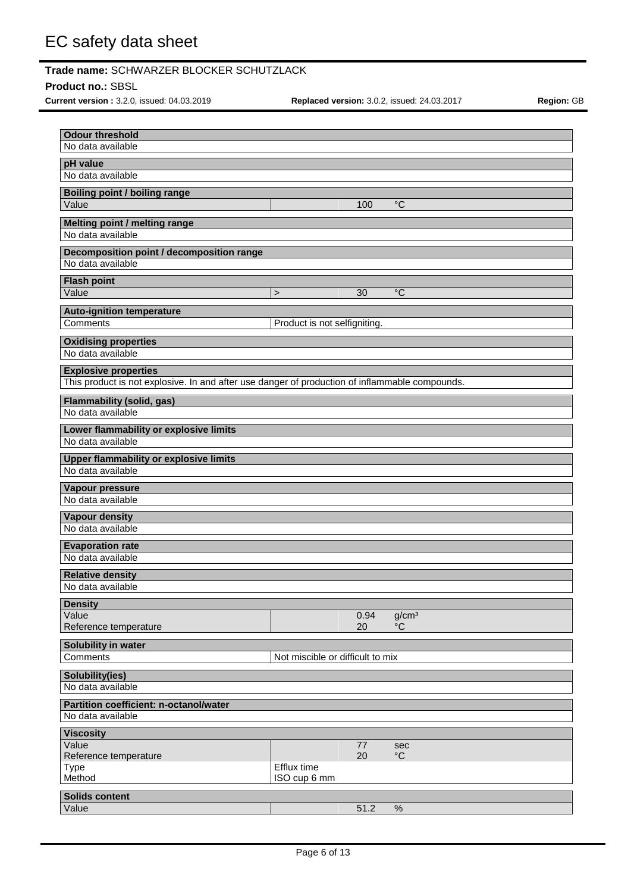**Odour threshold**

No data available

**pH value**

No data available

**Boiling point / boiling range**

| | | | |
|---|---|---|---|
| Value | | 100 | °C |

**Melting point / melting range**

No data available

**Decomposition point / decomposition range**

No data available

**Flash point**

| | | | |
|---|---|---|---|
| Value | > | 30 | °C |

**Auto-ignition temperature**

| | |
|---|---|
| Comments | Product is not selfigniting. |

**Oxidising properties**

No data available

**Explosive properties**

This product is not explosive. In and after use danger of production of inflammable compounds.

**Flammability (solid, gas)**

No data available

**Lower flammability or explosive limits**

No data available

**Upper flammability or explosive limits**

No data available

**Vapour pressure**

No data available

**Vapour density**

No data available

**Evaporation rate**

No data available

**Relative density**

No data available

**Density**

| | | | |
|---|---|---|---|
| Value | | 0.94 | g/cm³ |
| Reference temperature | | 20 | °C |

**Solubility in water**

| | |
|---|---|
| Comments | Not miscible or difficult to mix |

**Solubility(ies)**

No data available

**Partition coefficient: n-octanol/water**

No data available

**Viscosity**

| | | | |
|---|---|---|---|
| Value | | 77 | sec |
| Reference temperature | | 20 | °C |
| Type | Efflux time | | |
| Method | ISO cup 6 mm | | |

**Solids content**

| | | | |
|---|---|---|---|
| Value | | 51.2 | % |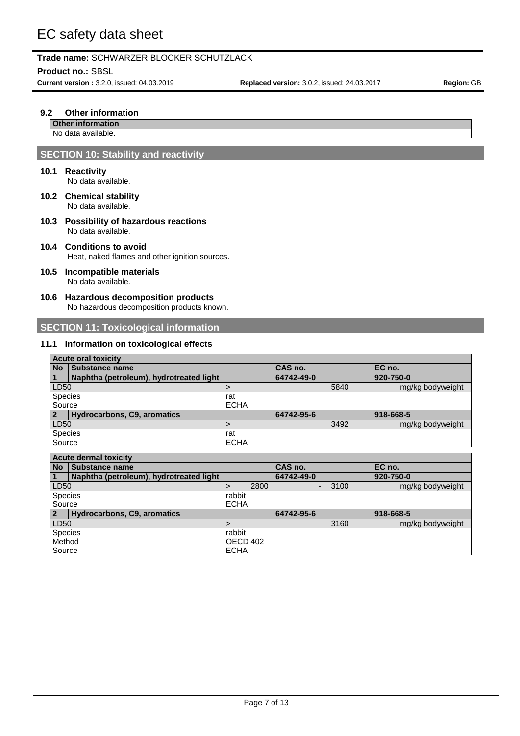### 9.2 Other information

| Other information |
|---|
| No data available. |

## SECTION 10: Stability and reactivity

### 10.1 Reactivity

No data available.

### 10.2 Chemical stability

No data available.

### 10.3 Possibility of hazardous reactions

No data available.

### 10.4 Conditions to avoid

Heat, naked flames and other ignition sources.

### 10.5 Incompatible materials

No data available.

### 10.6 Hazardous decomposition products

No hazardous decomposition products known.

## SECTION 11: Toxicological information

### 11.1 Information on toxicological effects

| Acute oral toxicity | | | | |
|---|---|---|---|---|
| **No** | **Substance name** | | **CAS no.** | **EC no.** |
| **1** | **Naphtha (petroleum), hydrotreated light** | | **64742-49-0** | **920-750-0** |
| LD50 | | > | 5840 | mg/kg bodyweight |
| Species | | rat | | |
| Source | | ECHA | | |
| **2** | **Hydrocarbons, C9, aromatics** | | **64742-95-6** | **918-668-5** |
| LD50 | | > | 3492 | mg/kg bodyweight |
| Species | | rat | | |
| Source | | ECHA | | |

| Acute dermal toxicity | | | | |
|---|---|---|---|---|
| **No** | **Substance name** | | **CAS no.** | **EC no.** |
| **1** | **Naphtha (petroleum), hydrotreated light** | | **64742-49-0** | **920-750-0** |
| LD50 | | > 2800 | - 3100 | mg/kg bodyweight |
| Species | | rabbit | | |
| Source | | ECHA | | |
| **2** | **Hydrocarbons, C9, aromatics** | | **64742-95-6** | **918-668-5** |
| LD50 | | > | 3160 | mg/kg bodyweight |
| Species | | rabbit | | |
| Method | | OECD 402 | | |
| Source | | ECHA | | |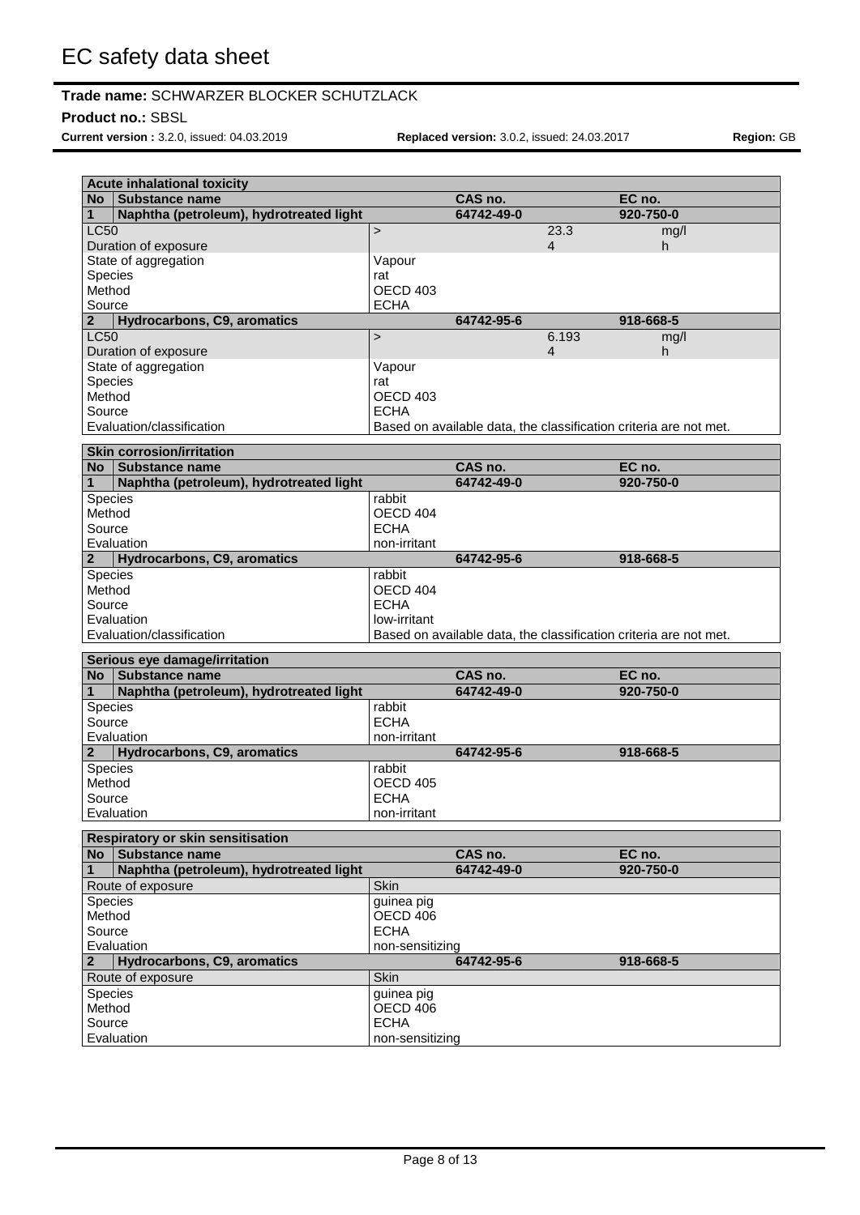**Acute inhalational toxicity**

| No | Substance name | | CAS no. | | EC no. |
|---|---|---|---|---|---|
| 1 | Naphtha (petroleum), hydrotreated light | | 64742-49-0 | | 920-750-0 |
| LC50 | | > | | 23.3 | mg/l |
| Duration of exposure | | | | 4 | h |
| State of aggregation | | Vapour | | | |
| Species | | rat | | | |
| Method | | OECD 403 | | | |
| Source | | ECHA | | | |
| 2 | Hydrocarbons, C9, aromatics | | 64742-95-6 | | 918-668-5 |
| LC50 | | > | | 6.193 | mg/l |
| Duration of exposure | | | | 4 | h |
| State of aggregation | | Vapour | | | |
| Species | | rat | | | |
| Method | | OECD 403 | | | |
| Source | | ECHA | | | |
| Evaluation/classification | | Based on available data, the classification criteria are not met. | | | |

**Skin corrosion/irritation**

| No | Substance name | | CAS no. | EC no. |
|---|---|---|---|---|
| 1 | Naphtha (petroleum), hydrotreated light | | 64742-49-0 | 920-750-0 |
| Species | | rabbit | | |
| Method | | OECD 404 | | |
| Source | | ECHA | | |
| Evaluation | | non-irritant | | |
| 2 | Hydrocarbons, C9, aromatics | | 64742-95-6 | 918-668-5 |
| Species | | rabbit | | |
| Method | | OECD 404 | | |
| Source | | ECHA | | |
| Evaluation | | low-irritant | | |
| Evaluation/classification | | Based on available data, the classification criteria are not met. | | |

**Serious eye damage/irritation**

| No | Substance name | | CAS no. | EC no. |
|---|---|---|---|---|
| 1 | Naphtha (petroleum), hydrotreated light | | 64742-49-0 | 920-750-0 |
| Species | | rabbit | | |
| Source | | ECHA | | |
| Evaluation | | non-irritant | | |
| 2 | Hydrocarbons, C9, aromatics | | 64742-95-6 | 918-668-5 |
| Species | | rabbit | | |
| Method | | OECD 405 | | |
| Source | | ECHA | | |
| Evaluation | | non-irritant | | |

**Respiratory or skin sensitisation**

| No | Substance name | | CAS no. | EC no. |
|---|---|---|---|---|
| 1 | Naphtha (petroleum), hydrotreated light | | 64742-49-0 | 920-750-0 |
| Route of exposure | | Skin | | |
| Species | | guinea pig | | |
| Method | | OECD 406 | | |
| Source | | ECHA | | |
| Evaluation | | non-sensitizing | | |
| 2 | Hydrocarbons, C9, aromatics | | 64742-95-6 | 918-668-5 |
| Route of exposure | | Skin | | |
| Species | | guinea pig | | |
| Method | | OECD 406 | | |
| Source | | ECHA | | |
| Evaluation | | non-sensitizing | | |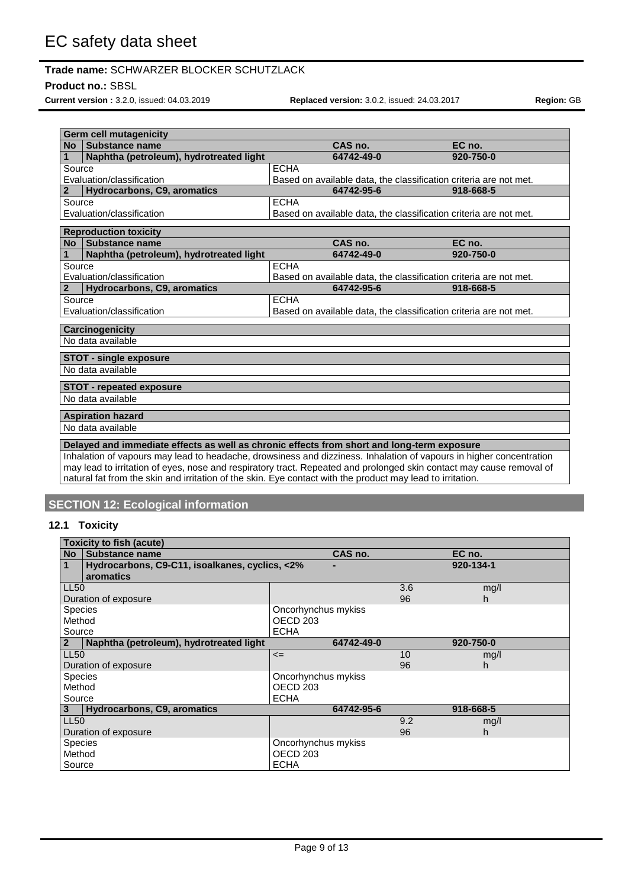| Germ cell mutagenicity | | | |
|---|---|---|---|
| **No** | **Substance name** | **CAS no.** | **EC no.** |
| **1** | **Naphtha (petroleum), hydrotreated light** | **64742-49-0** | **920-750-0** |
| Source | | ECHA | |
| Evaluation/classification | | Based on available data, the classification criteria are not met. | |
| **2** | **Hydrocarbons, C9, aromatics** | **64742-95-6** | **918-668-5** |
| Source | | ECHA | |
| Evaluation/classification | | Based on available data, the classification criteria are not met. | |

| Reproduction toxicity | | | |
|---|---|---|---|
| **No** | **Substance name** | **CAS no.** | **EC no.** |
| **1** | **Naphtha (petroleum), hydrotreated light** | **64742-49-0** | **920-750-0** |
| Source | | ECHA | |
| Evaluation/classification | | Based on available data, the classification criteria are not met. | |
| **2** | **Hydrocarbons, C9, aromatics** | **64742-95-6** | **918-668-5** |
| Source | | ECHA | |
| Evaluation/classification | | Based on available data, the classification criteria are not met. | |

| Carcinogenicity |
|---|
| No data available |

| STOT - single exposure |
|---|
| No data available |

| STOT - repeated exposure |
|---|
| No data available |

| Aspiration hazard |
|---|
| No data available |

| Delayed and immediate effects as well as chronic effects from short and long-term exposure |
|---|
| Inhalation of vapours may lead to headache, drowsiness and dizziness. Inhalation of vapours in higher concentration may lead to irritation of eyes, nose and respiratory tract. Repeated and prolonged skin contact may cause removal of natural fat from the skin and irritation of the skin. Eye contact with the product may lead to irritation. |

## SECTION 12: Ecological information

### 12.1 Toxicity

| Toxicity to fish (acute) | | | | |
|---|---|---|---|---|
| **No** | **Substance name** | **CAS no.** | | **EC no.** |
| **1** | **Hydrocarbons, C9-C11, isoalkanes, cyclics, <2% aromatics** | **-** | | **920-134-1** |
| LL50 | | | 3.6 | mg/l |
| Duration of exposure | | | 96 | h |
| Species | | Oncorhynchus mykiss | | |
| Method | | OECD 203 | | |
| Source | | ECHA | | |
| **2** | **Naphtha (petroleum), hydrotreated light** | **64742-49-0** | | **920-750-0** |
| LL50 | | <= | 10 | mg/l |
| Duration of exposure | | | 96 | h |
| Species | | Oncorhynchus mykiss | | |
| Method | | OECD 203 | | |
| Source | | ECHA | | |
| **3** | **Hydrocarbons, C9, aromatics** | **64742-95-6** | | **918-668-5** |
| LL50 | | | 9.2 | mg/l |
| Duration of exposure | | | 96 | h |
| Species | | Oncorhynchus mykiss | | |
| Method | | OECD 203 | | |
| Source | | ECHA | | |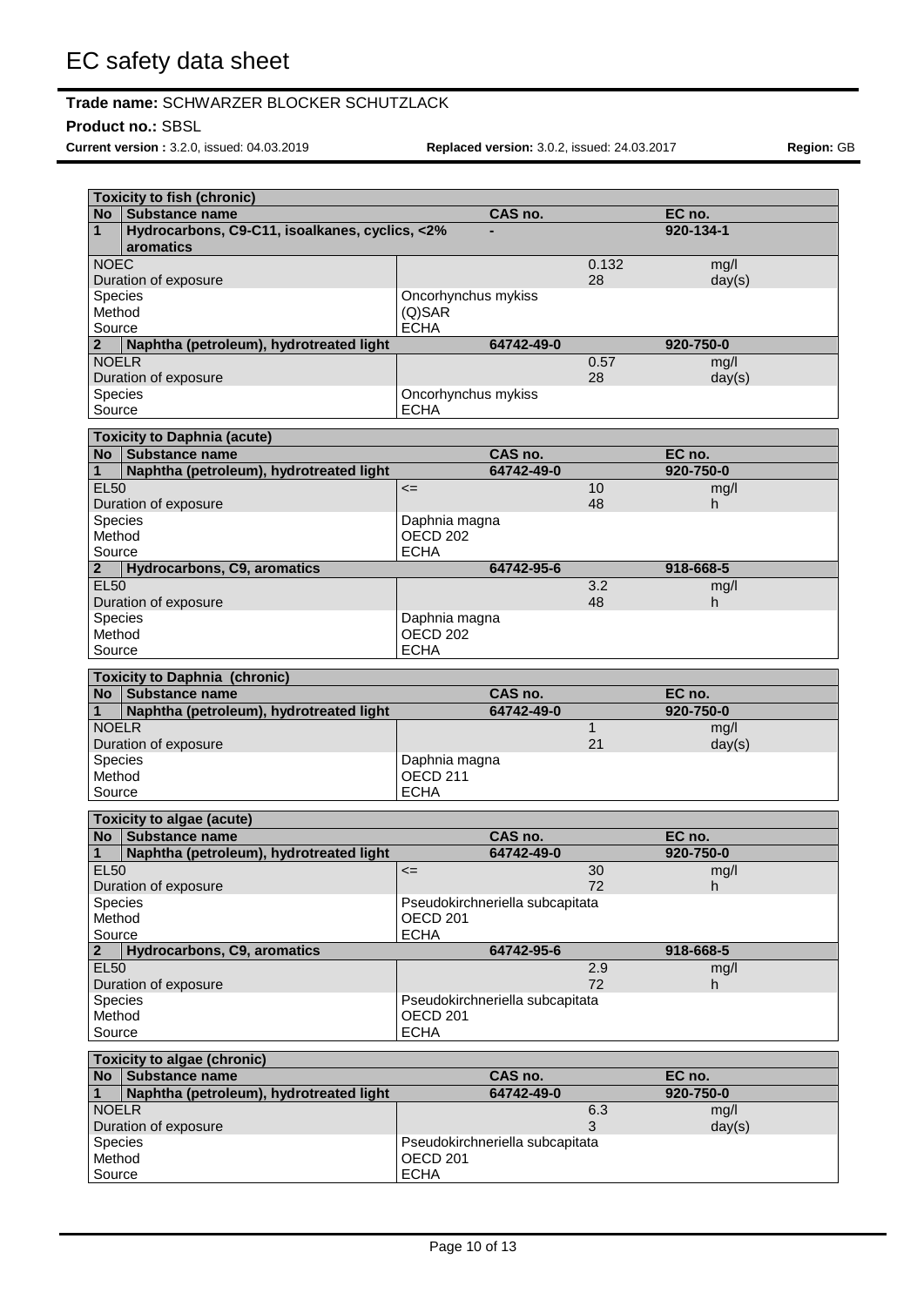**Toxicity to fish (chronic)**

| No | Substance name | | CAS no. | | EC no. |
|---|---|---|---|---|---|
| 1 | Hydrocarbons, C9-C11, isoalkanes, cyclics, <2% aromatics | | - | | 920-134-1 |
| NOEC | | | | 0.132 | mg/l |
| Duration of exposure | | | | 28 | day(s) |
| Species | | Oncorhynchus mykiss | | | |
| Method | | (Q)SAR | | | |
| Source | | ECHA | | | |
| 2 | Naphtha (petroleum), hydrotreated light | | 64742-49-0 | | 920-750-0 |
| NOELR | | | | 0.57 | mg/l |
| Duration of exposure | | | | 28 | day(s) |
| Species | | Oncorhynchus mykiss | | | |
| Source | | ECHA | | | |

**Toxicity to Daphnia (acute)**

| No | Substance name | | CAS no. | | EC no. |
|---|---|---|---|---|---|
| 1 | Naphtha (petroleum), hydrotreated light | | 64742-49-0 | | 920-750-0 |
| EL50 | | <= | | 10 | mg/l |
| Duration of exposure | | | | 48 | h |
| Species | | Daphnia magna | | | |
| Method | | OECD 202 | | | |
| Source | | ECHA | | | |
| 2 | Hydrocarbons, C9, aromatics | | 64742-95-6 | | 918-668-5 |
| EL50 | | | | 3.2 | mg/l |
| Duration of exposure | | | | 48 | h |
| Species | | Daphnia magna | | | |
| Method | | OECD 202 | | | |
| Source | | ECHA | | | |

**Toxicity to Daphnia (chronic)**

| No | Substance name | | CAS no. | | EC no. |
|---|---|---|---|---|---|
| 1 | Naphtha (petroleum), hydrotreated light | | 64742-49-0 | | 920-750-0 |
| NOELR | | | | 1 | mg/l |
| Duration of exposure | | | | 21 | day(s) |
| Species | | Daphnia magna | | | |
| Method | | OECD 211 | | | |
| Source | | ECHA | | | |

**Toxicity to algae (acute)**

| No | Substance name | | CAS no. | | EC no. |
|---|---|---|---|---|---|
| 1 | Naphtha (petroleum), hydrotreated light | | 64742-49-0 | | 920-750-0 |
| EL50 | | <= | | 30 | mg/l |
| Duration of exposure | | | | 72 | h |
| Species | | Pseudokirchneriella subcapitata | | | |
| Method | | OECD 201 | | | |
| Source | | ECHA | | | |
| 2 | Hydrocarbons, C9, aromatics | | 64742-95-6 | | 918-668-5 |
| EL50 | | | | 2.9 | mg/l |
| Duration of exposure | | | | 72 | h |
| Species | | Pseudokirchneriella subcapitata | | | |
| Method | | OECD 201 | | | |
| Source | | ECHA | | | |

**Toxicity to algae (chronic)**

| No | Substance name | | CAS no. | | EC no. |
|---|---|---|---|---|---|
| 1 | Naphtha (petroleum), hydrotreated light | | 64742-49-0 | | 920-750-0 |
| NOELR | | | | 6.3 | mg/l |
| Duration of exposure | | | | 3 | day(s) |
| Species | | Pseudokirchneriella subcapitata | | | |
| Method | | OECD 201 | | | |
| Source | | ECHA | | | |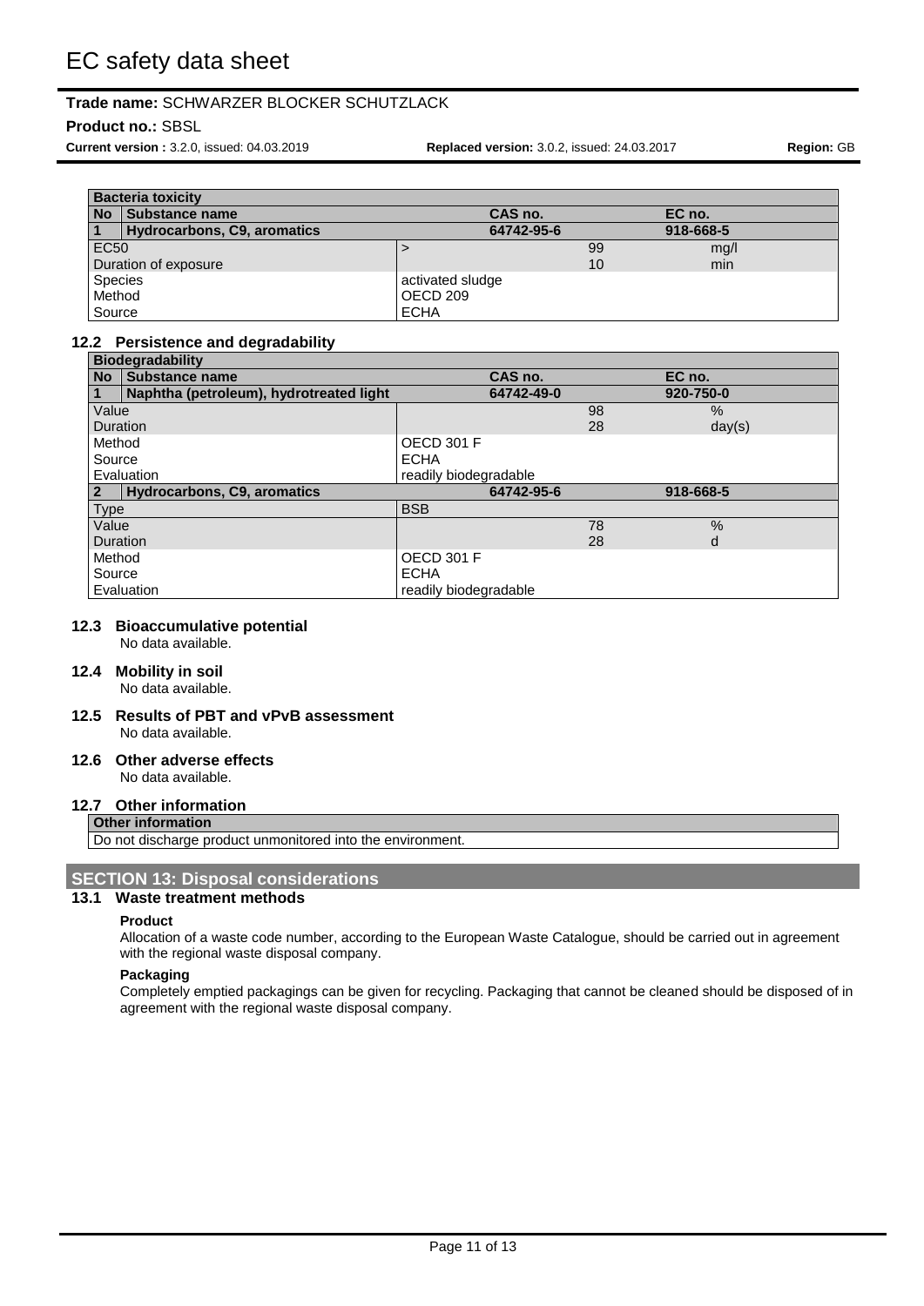| Bacteria toxicity | | | | |
|---|---|---|---|---|
| No | Substance name | | CAS no. | EC no. |
| 1 | Hydrocarbons, C9, aromatics | | 64742-95-6 | 918-668-5 |
| EC50 | | > | 99 | mg/l |
| Duration of exposure | | | 10 | min |
| Species | | activated sludge | | |
| Method | | OECD 209 | | |
| Source | | ECHA | | |

### 12.2 Persistence and degradability

| Biodegradability | | | | |
|---|---|---|---|---|
| No | Substance name | | CAS no. | EC no. |
| 1 | Naphtha (petroleum), hydrotreated light | | 64742-49-0 | 920-750-0 |
| Value | | | 98 | % |
| Duration | | | 28 | day(s) |
| Method | | OECD 301 F | | |
| Source | | ECHA | | |
| Evaluation | | readily biodegradable | | |
| 2 | Hydrocarbons, C9, aromatics | | 64742-95-6 | 918-668-5 |
| Type | | BSB | | |
| Value | | | 78 | % |
| Duration | | | 28 | d |
| Method | | OECD 301 F | | |
| Source | | ECHA | | |
| Evaluation | | readily biodegradable | | |

### 12.3 Bioaccumulative potential

No data available.

### 12.4 Mobility in soil

No data available.

### 12.5 Results of PBT and vPvB assessment

No data available.

### 12.6 Other adverse effects

No data available.

### 12.7 Other information

| Other information |
|---|
| Do not discharge product unmonitored into the environment. |

## SECTION 13: Disposal considerations

### 13.1 Waste treatment methods

**Product**

Allocation of a waste code number, according to the European Waste Catalogue, should be carried out in agreement with the regional waste disposal company.

**Packaging**

Completely emptied packagings can be given for recycling. Packaging that cannot be cleaned should be disposed of in agreement with the regional waste disposal company.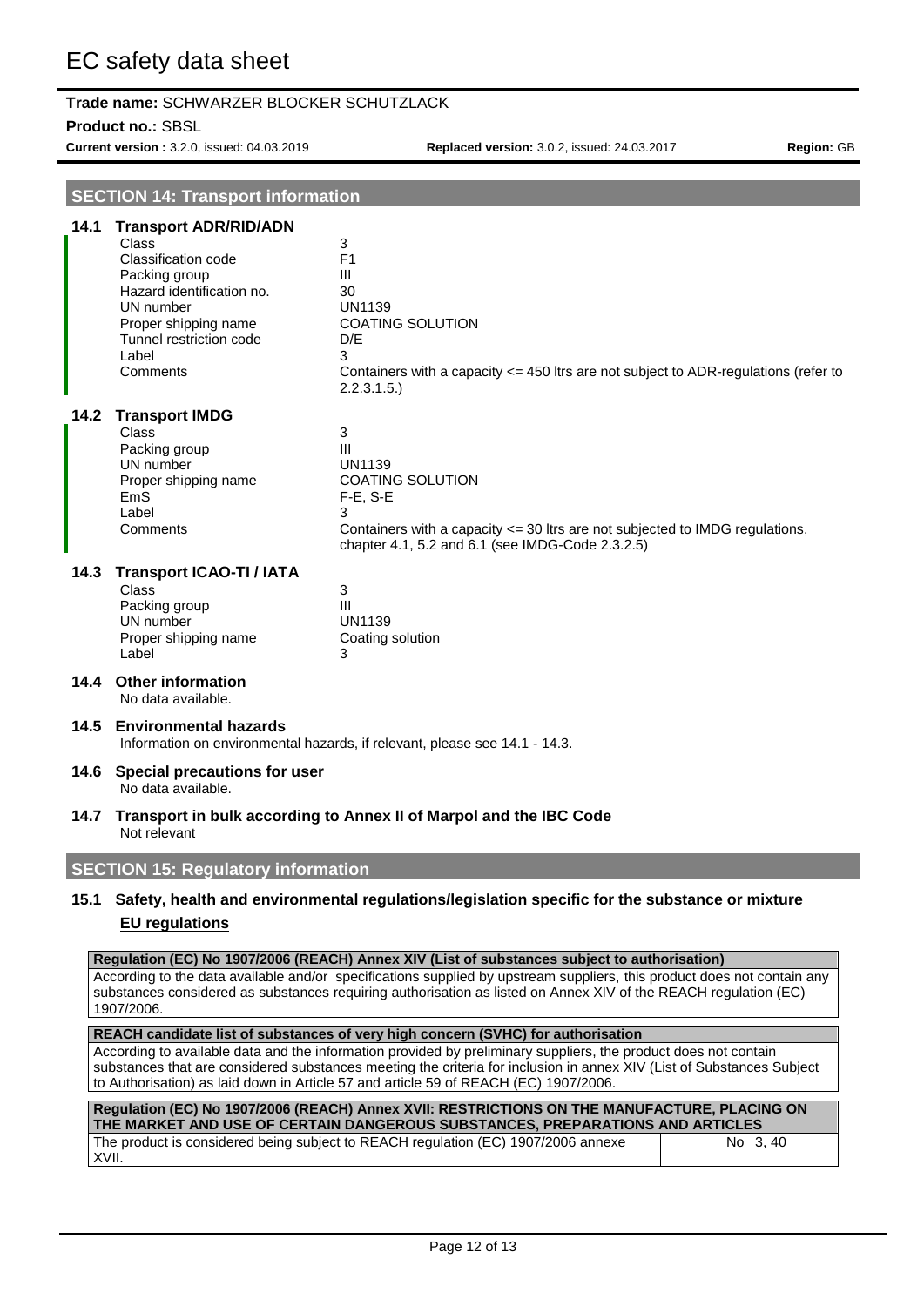## SECTION 14: Transport information

### 14.1 Transport ADR/RID/ADN

| | |
|---|---|
| Class | 3 |
| Classification code | F1 |
| Packing group | III |
| Hazard identification no. | 30 |
| UN number | UN1139 |
| Proper shipping name | COATING SOLUTION |
| Tunnel restriction code | D/E |
| Label | 3 |
| Comments | Containers with a capacity <= 450 ltrs are not subject to ADR-regulations (refer to 2.2.3.1.5.) |

### 14.2 Transport IMDG

| | |
|---|---|
| Class | 3 |
| Packing group | III |
| UN number | UN1139 |
| Proper shipping name | COATING SOLUTION |
| EmS | F-E, S-E |
| Label | 3 |
| Comments | Containers with a capacity <= 30 ltrs are not subjected to IMDG regulations, chapter 4.1, 5.2 and 6.1 (see IMDG-Code 2.3.2.5) |

### 14.3 Transport ICAO-TI / IATA

| | |
|---|---|
| Class | 3 |
| Packing group | III |
| UN number | UN1139 |
| Proper shipping name | Coating solution |
| Label | 3 |

### 14.4 Other information

No data available.

### 14.5 Environmental hazards

Information on environmental hazards, if relevant, please see 14.1 - 14.3.

### 14.6 Special precautions for user

No data available.

### 14.7 Transport in bulk according to Annex II of Marpol and the IBC Code

Not relevant

## SECTION 15: Regulatory information

### 15.1 Safety, health and environmental regulations/legislation specific for the substance or mixture

**EU regulations**

| Regulation (EC) No 1907/2006 (REACH) Annex XIV (List of substances subject to authorisation) |
|---|
| According to the data available and/or specifications supplied by upstream suppliers, this product does not contain any substances considered as substances requiring authorisation as listed on Annex XIV of the REACH regulation (EC) 1907/2006. |

| REACH candidate list of substances of very high concern (SVHC) for authorisation |
|---|
| According to available data and the information provided by preliminary suppliers, the product does not contain substances that are considered substances meeting the criteria for inclusion in annex XIV (List of Substances Subject to Authorisation) as laid down in Article 57 and article 59 of REACH (EC) 1907/2006. |

| Regulation (EC) No 1907/2006 (REACH) Annex XVII: RESTRICTIONS ON THE MANUFACTURE, PLACING ON THE MARKET AND USE OF CERTAIN DANGEROUS SUBSTANCES, PREPARATIONS AND ARTICLES | |
|---|---|
| The product is considered being subject to REACH regulation (EC) 1907/2006 annexe XVII. | No 3, 40 |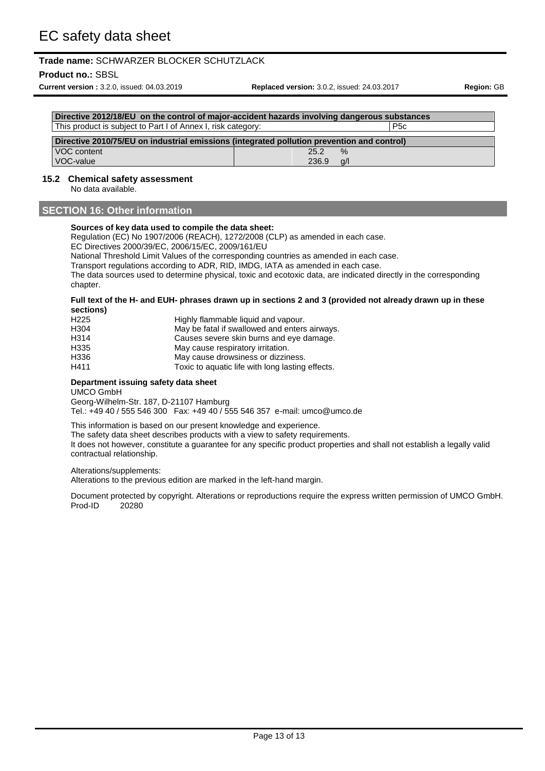| Directive 2012/18/EU on the control of major-accident hazards involving dangerous substances | |
|---|---|
| This product is subject to Part I of Annex I, risk category: | P5c |

| Directive 2010/75/EU on industrial emissions (integrated pollution prevention and control) | | |
|---|---|---|
| VOC content | 25.2 | % |
| VOC-value | 236.9 | g/l |

### 15.2 Chemical safety assessment

No data available.

## SECTION 16: Other information

**Sources of key data used to compile the data sheet:**

Regulation (EC) No 1907/2006 (REACH), 1272/2008 (CLP) as amended in each case.
EC Directives 2000/39/EC, 2006/15/EC, 2009/161/EU
National Threshold Limit Values of the corresponding countries as amended in each case.
Transport regulations according to ADR, RID, IMDG, IATA as amended in each case.
The data sources used to determine physical, toxic and ecotoxic data, are indicated directly in the corresponding chapter.

**Full text of the H- and EUH- phrases drawn up in sections 2 and 3 (provided not already drawn up in these sections)**

| | |
|---|---|
| H225 | Highly flammable liquid and vapour. |
| H304 | May be fatal if swallowed and enters airways. |
| H314 | Causes severe skin burns and eye damage. |
| H335 | May cause respiratory irritation. |
| H336 | May cause drowsiness or dizziness. |
| H411 | Toxic to aquatic life with long lasting effects. |

**Department issuing safety data sheet**

UMCO GmbH
Georg-Wilhelm-Str. 187, D-21107 Hamburg
Tel.: +49 40 / 555 546 300 Fax: +49 40 / 555 546 357 e-mail: umco@umco.de

This information is based on our present knowledge and experience.
The safety data sheet describes products with a view to safety requirements.
It does not however, constitute a guarantee for any specific product properties and shall not establish a legally valid contractual relationship.

Alterations/supplements:
Alterations to the previous edition are marked in the left-hand margin.

Document protected by copyright. Alterations or reproductions require the express written permission of UMCO GmbH.
Prod-ID 20280